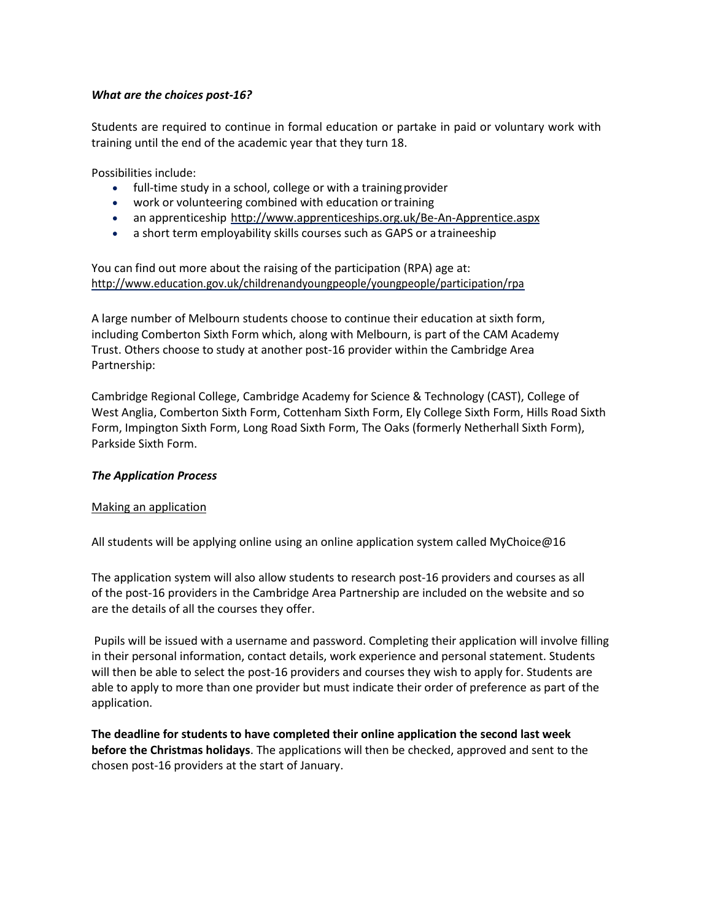***What are the choices post-16?***

Students are required to continue in formal education or partake in paid or voluntary work with training until the end of the academic year that they turn 18.

Possibilities include:

- full-time study in a school, college or with a training provider
- work or volunteering combined with education or training
- an apprenticeship http://www.apprenticeships.org.uk/Be-An-Apprentice.aspx
- a short term employability skills courses such as GAPS or a traineeship

You can find out more about the raising of the participation (RPA) age at: http://www.education.gov.uk/childrenandyoungpeople/youngpeople/participation/rpa

A large number of Melbourn students choose to continue their education at sixth form, including Comberton Sixth Form which, along with Melbourn, is part of the CAM Academy Trust. Others choose to study at another post-16 provider within the Cambridge Area Partnership:

Cambridge Regional College, Cambridge Academy for Science & Technology (CAST), College of West Anglia, Comberton Sixth Form, Cottenham Sixth Form, Ely College Sixth Form, Hills Road Sixth Form, Impington Sixth Form, Long Road Sixth Form, The Oaks (formerly Netherhall Sixth Form), Parkside Sixth Form.

***The Application Process***

<u>Making an application</u>

All students will be applying online using an online application system called MyChoice@16

The application system will also allow students to research post-16 providers and courses as all of the post-16 providers in the Cambridge Area Partnership are included on the website and so are the details of all the courses they offer.

Pupils will be issued with a username and password. Completing their application will involve filling in their personal information, contact details, work experience and personal statement. Students will then be able to select the post-16 providers and courses they wish to apply for. Students are able to apply to more than one provider but must indicate their order of preference as part of the application.

**The deadline for students to have completed their online application the second last week before the Christmas holidays**. The applications will then be checked, approved and sent to the chosen post-16 providers at the start of January.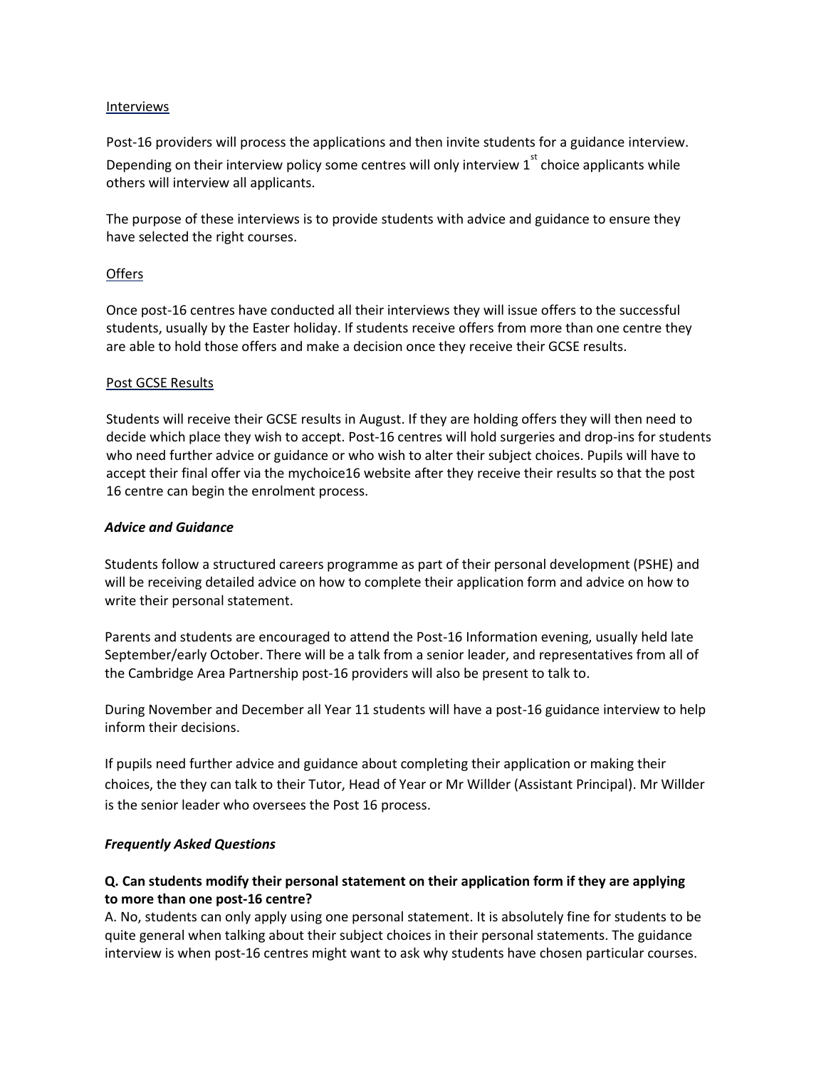Interviews

Post-16 providers will process the applications and then invite students for a guidance interview. Depending on their interview policy some centres will only interview 1st choice applicants while others will interview all applicants.

The purpose of these interviews is to provide students with advice and guidance to ensure they have selected the right courses.

Offers

Once post-16 centres have conducted all their interviews they will issue offers to the successful students, usually by the Easter holiday. If students receive offers from more than one centre they are able to hold those offers and make a decision once they receive their GCSE results.

Post GCSE Results

Students will receive their GCSE results in August. If they are holding offers they will then need to decide which place they wish to accept. Post-16 centres will hold surgeries and drop-ins for students who need further advice or guidance or who wish to alter their subject choices. Pupils will have to accept their final offer via the mychoice16 website after they receive their results so that the post 16 centre can begin the enrolment process.

***Advice and Guidance***

Students follow a structured careers programme as part of their personal development (PSHE) and will be receiving detailed advice on how to complete their application form and advice on how to write their personal statement.

Parents and students are encouraged to attend the Post-16 Information evening, usually held late September/early October. There will be a talk from a senior leader, and representatives from all of the Cambridge Area Partnership post-16 providers will also be present to talk to.

During November and December all Year 11 students will have a post-16 guidance interview to help inform their decisions.

If pupils need further advice and guidance about completing their application or making their choices, the they can talk to their Tutor, Head of Year or Mr Willder (Assistant Principal). Mr Willder is the senior leader who oversees the Post 16 process.

***Frequently Asked Questions***

**Q. Can students modify their personal statement on their application form if they are applying to more than one post-16 centre?**

A. No, students can only apply using one personal statement. It is absolutely fine for students to be quite general when talking about their subject choices in their personal statements. The guidance interview is when post-16 centres might want to ask why students have chosen particular courses.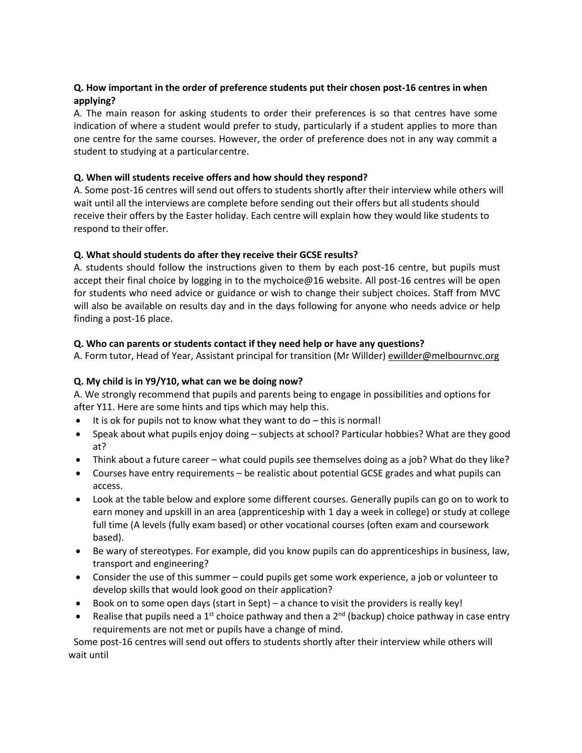**Q. How important in the order of preference students put their chosen post-16 centres in when applying?**

A. The main reason for asking students to order their preferences is so that centres have some indication of where a student would prefer to study, particularly if a student applies to more than one centre for the same courses. However, the order of preference does not in any way commit a student to studying at a particular centre.

**Q. When will students receive offers and how should they respond?**

A. Some post-16 centres will send out offers to students shortly after their interview while others will wait until all the interviews are complete before sending out their offers but all students should receive their offers by the Easter holiday. Each centre will explain how they would like students to respond to their offer.

**Q. What should students do after they receive their GCSE results?**

A. students should follow the instructions given to them by each post-16 centre, but pupils must accept their final choice by logging in to the mychoice@16 website. All post-16 centres will be open for students who need advice or guidance or wish to change their subject choices. Staff from MVC will also be available on results day and in the days following for anyone who needs advice or help finding a post-16 place.

**Q. Who can parents or students contact if they need help or have any questions?**

A. Form tutor, Head of Year, Assistant principal for transition (Mr Willder) ewillder@melbournvc.org

**Q. My child is in Y9/Y10, what can we be doing now?**

A. We strongly recommend that pupils and parents being to engage in possibilities and options for after Y11. Here are some hints and tips which may help this.

- It is ok for pupils not to know what they want to do – this is normal!
- Speak about what pupils enjoy doing – subjects at school? Particular hobbies? What are they good at?
- Think about a future career – what could pupils see themselves doing as a job? What do they like?
- Courses have entry requirements – be realistic about potential GCSE grades and what pupils can access.
- Look at the table below and explore some different courses. Generally pupils can go on to work to earn money and upskill in an area (apprenticeship with 1 day a week in college) or study at college full time (A levels (fully exam based) or other vocational courses (often exam and coursework based).
- Be wary of stereotypes. For example, did you know pupils can do apprenticeships in business, law, transport and engineering?
- Consider the use of this summer – could pupils get some work experience, a job or volunteer to develop skills that would look good on their application?
- Book on to some open days (start in Sept) – a chance to visit the providers is really key!
- Realise that pupils need a 1st choice pathway and then a 2nd (backup) choice pathway in case entry requirements are not met or pupils have a change of mind.

Some post-16 centres will send out offers to students shortly after their interview while others will wait until